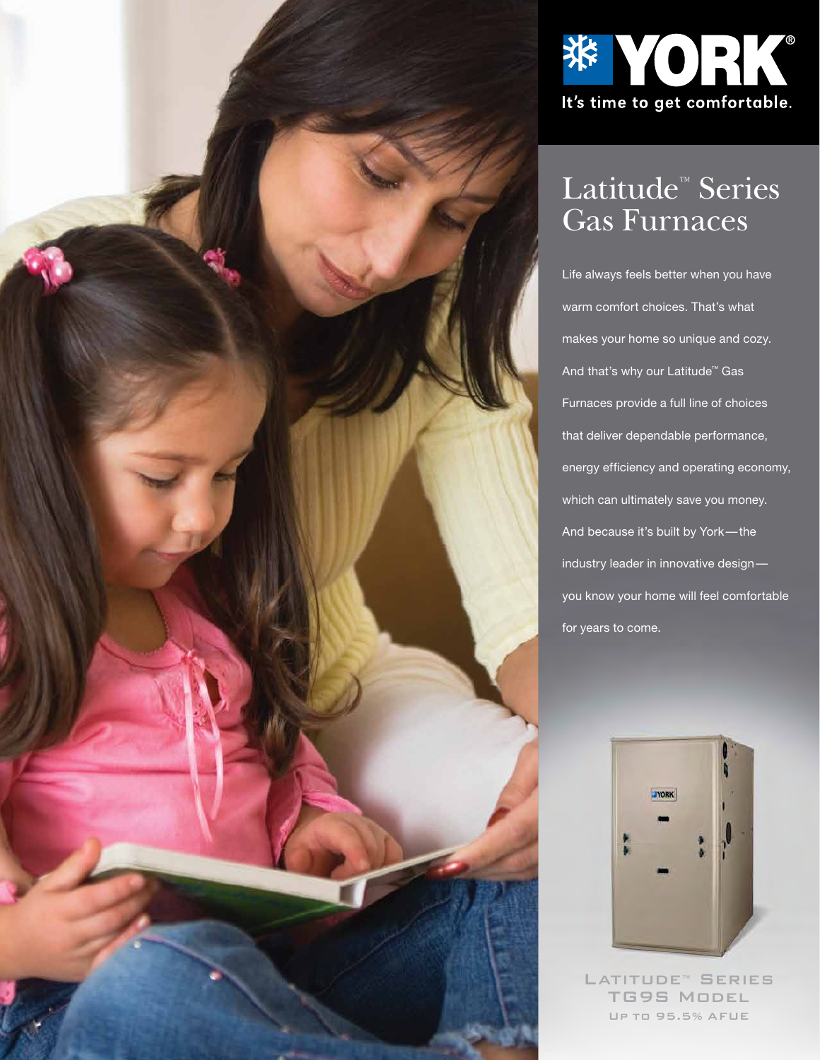YORK®

It's time to get comfortable.

# Latitude™ Series Gas Furnaces

Life always feels better when you have warm comfort choices. That's what makes your home so unique and cozy. And that's why our Latitude™ Gas Furnaces provide a full line of choices that deliver dependable performance, energy efficiency and operating economy, which can ultimately save you money. And because it's built by York—the industry leader in innovative design—you know your home will feel comfortable for years to come.

Latitude™ Series
TG9S Model
Up to 95.5% AFUE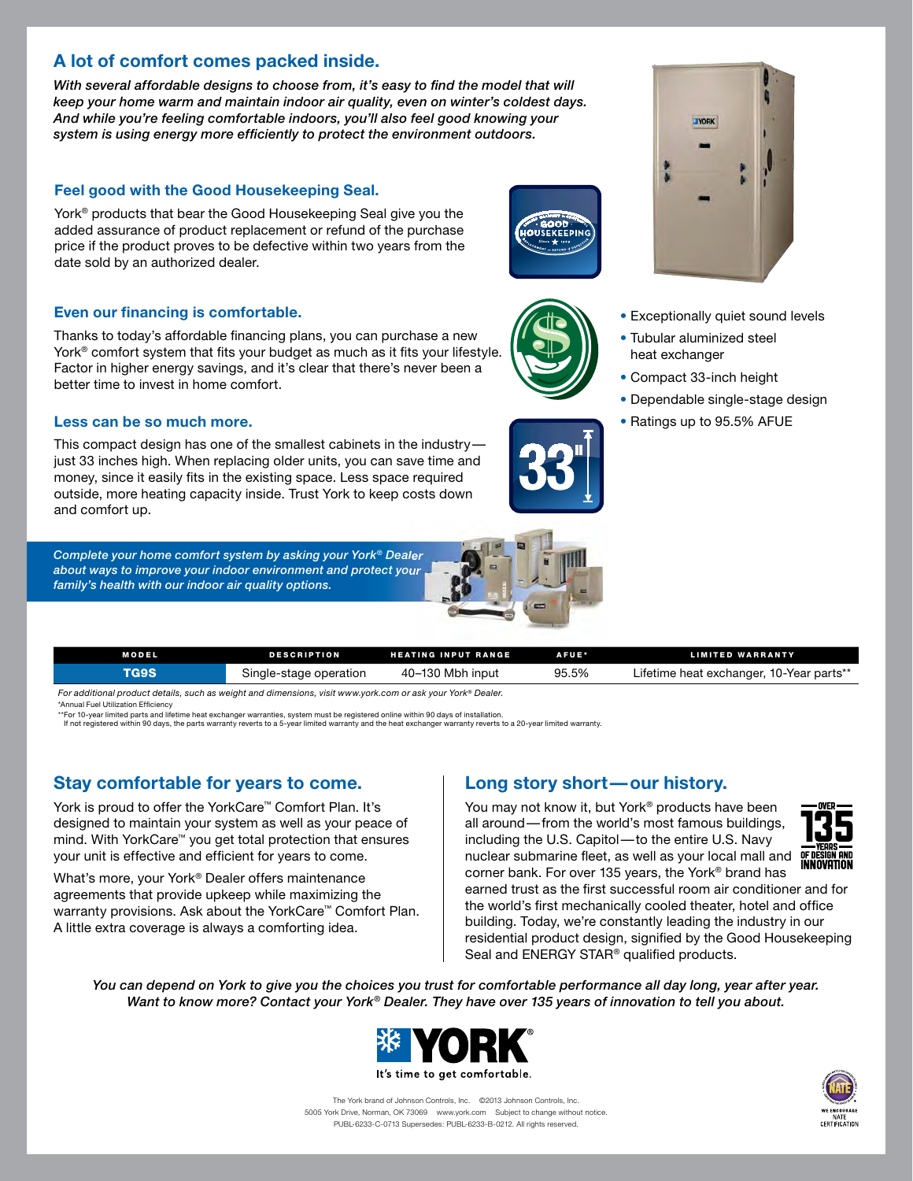## A lot of comfort comes packed inside.

*With several affordable designs to choose from, it's easy to find the model that will keep your home warm and maintain indoor air quality, even on winter's coldest days. And while you're feeling comfortable indoors, you'll also feel good knowing your system is using energy more efficiently to protect the environment outdoors.*

### Feel good with the Good Housekeeping Seal.

York® products that bear the Good Housekeeping Seal give you the added assurance of product replacement or refund of the purchase price if the product proves to be defective within two years from the date sold by an authorized dealer.

### Even our financing is comfortable.

Thanks to today's affordable financing plans, you can purchase a new York® comfort system that fits your budget as much as it fits your lifestyle. Factor in higher energy savings, and it's clear that there's never been a better time to invest in home comfort.

### Less can be so much more.

This compact design has one of the smallest cabinets in the industry—just 33 inches high. When replacing older units, you can save time and money, since it easily fits in the existing space. Less space required outside, more heating capacity inside. Trust York to keep costs down and comfort up.

- Exceptionally quiet sound levels
- Tubular aluminized steel heat exchanger
- Compact 33-inch height
- Dependable single-stage design
- Ratings up to 95.5% AFUE

*Complete your home comfort system by asking your York® Dealer about ways to improve your indoor environment and protect your family's health with our indoor air quality options.*

| MODEL | DESCRIPTION | HEATING INPUT RANGE | AFUE* | LIMITED WARRANTY |
|---|---|---|---|---|
| TG9S | Single-stage operation | 40–130 Mbh input | 95.5% | Lifetime heat exchanger, 10-Year parts** |

*For additional product details, such as weight and dimensions, visit www.york.com or ask your York® Dealer.*

*Annual Fuel Utilization Efficiency

**For 10-year limited parts and lifetime heat exchanger warranties, system must be registered online within 90 days of installation. If not registered within 90 days, the parts warranty reverts to a 5-year limited warranty and the heat exchanger warranty reverts to a 20-year limited warranty.

## Stay comfortable for years to come.

York is proud to offer the YorkCare™ Comfort Plan. It's designed to maintain your system as well as your peace of mind. With YorkCare™ you get total protection that ensures your unit is effective and efficient for years to come.

What's more, your York® Dealer offers maintenance agreements that provide upkeep while maximizing the warranty provisions. Ask about the YorkCare™ Comfort Plan. A little extra coverage is always a comforting idea.

## Long story short—our history.

You may not know it, but York® products have been all around—from the world's most famous buildings, including the U.S. Capitol—to the entire U.S. Navy nuclear submarine fleet, as well as your local mall and corner bank. For over 135 years, the York® brand has earned trust as the first successful room air conditioner and for the world's first mechanically cooled theater, hotel and office building. Today, we're constantly leading the industry in our residential product design, signified by the Good Housekeeping Seal and ENERGY STAR® qualified products.

OVER 135 YEARS OF DESIGN AND INNOVATION

*You can depend on York to give you the choices you trust for comfortable performance all day long, year after year. Want to know more? Contact your York® Dealer. They have over 135 years of innovation to tell you about.*

YORK®

It's time to get comfortable.

The York brand of Johnson Controls, Inc. ©2013 Johnson Controls, Inc.
5005 York Drive, Norman, OK 73069 www.york.com Subject to change without notice.
PUBL-6233-C-0713 Supersedes: PUBL-6233-B-0212. All rights reserved.

WE ENCOURAGE NATE CERTIFICATION